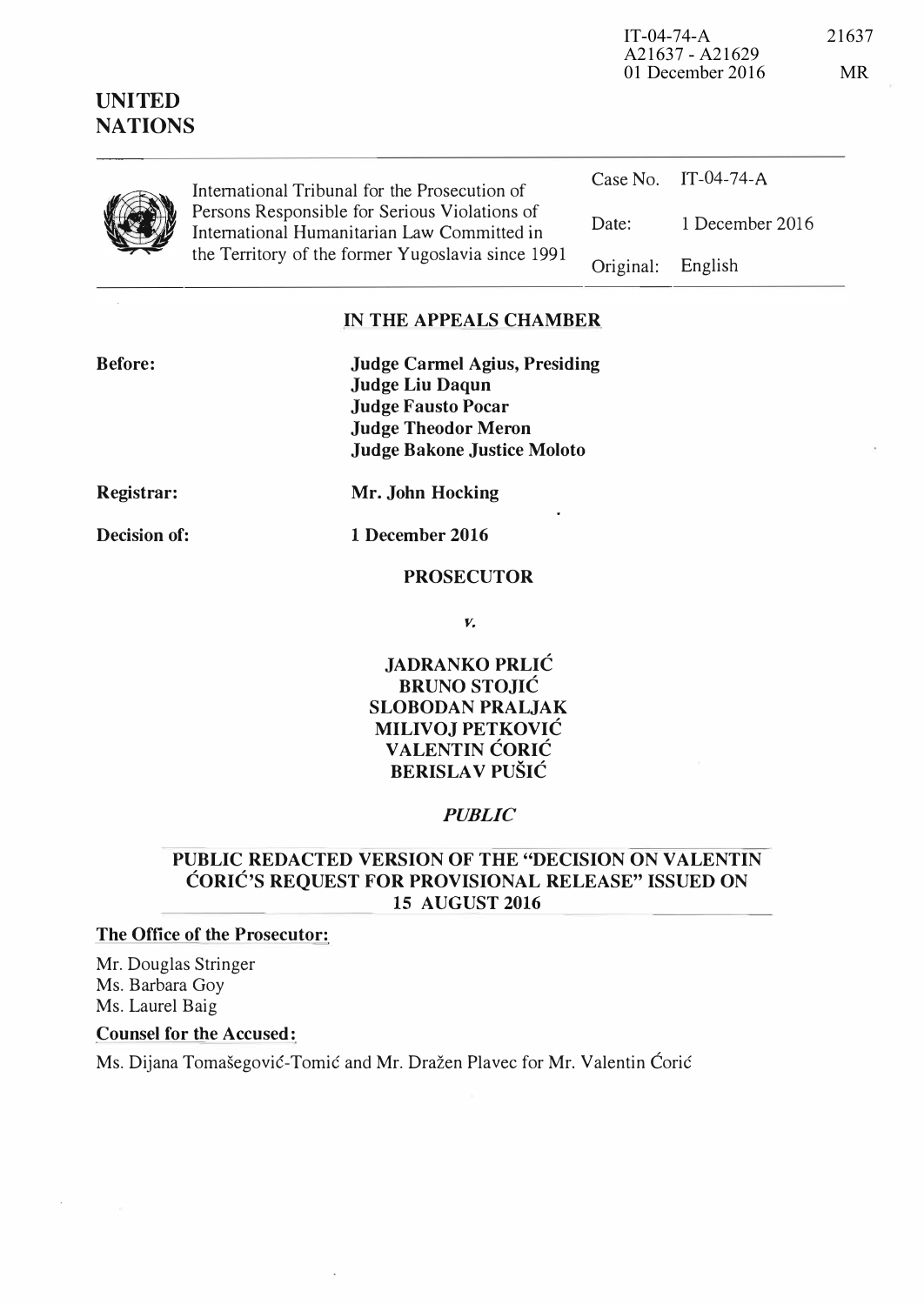IT-04-74-A 21637
A21637 - A21629
01 December 2016 MR

# UNITED NATIONS

International Tribunal for the Prosecution of Persons Responsible for Serious Violations of International Humanitarian Law Committed in the Territory of the former Yugoslavia since 1991

| | |
|---|---|
| Case No. | IT-04-74-A |
| Date: | 1 December 2016 |
| Original: | English |

## IN THE APPEALS CHAMBER

**Before:**

**Judge Carmel Agius, Presiding**
**Judge Liu Daqun**
**Judge Fausto Pocar**
**Judge Theodor Meron**
**Judge Bakone Justice Moloto**

**Registrar:** **Mr. John Hocking**

**Decision of:** **1 December 2016**

**PROSECUTOR**

*v.*

**JADRANKO PRLIĆ**
**BRUNO STOJIĆ**
**SLOBODAN PRALJAK**
**MILIVOJ PETKOVIĆ**
**VALENTIN ĆORIĆ**
**BERISLAV PUŠIĆ**

***PUBLIC***

## PUBLIC REDACTED VERSION OF THE "DECISION ON VALENTIN ĆORIĆ'S REQUEST FOR PROVISIONAL RELEASE" ISSUED ON 15 AUGUST 2016

**The Office of the Prosecutor:**

Mr. Douglas Stringer
Ms. Barbara Goy
Ms. Laurel Baig

**Counsel for the Accused:**

Ms. Dijana Tomašegović-Tomić and Mr. Dražen Plavec for Mr. Valentin Ćorić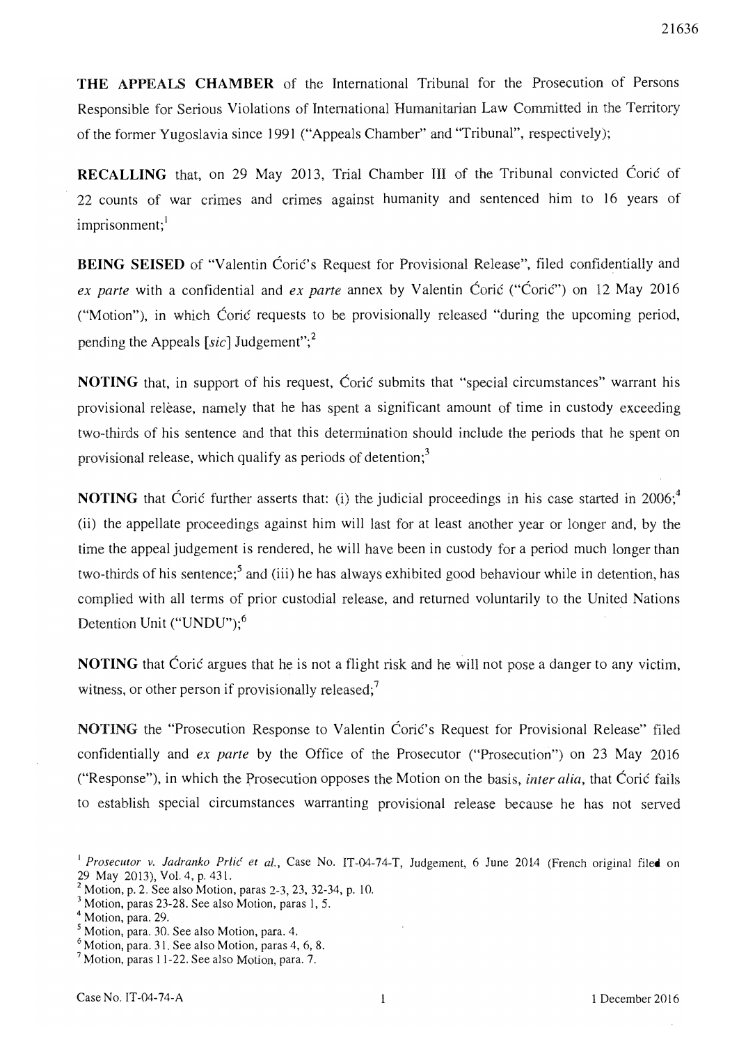**THE APPEALS CHAMBER** of the International Tribunal for the Prosecution of Persons Responsible for Serious Violations of International Humanitarian Law Committed in the Territory of the former Yugoslavia since 1991 ("Appeals Chamber" and "Tribunal", respectively);

**RECALLING** that, on 29 May 2013, Trial Chamber III of the Tribunal convicted Ćorić of 22 counts of war crimes and crimes against humanity and sentenced him to 16 years of imprisonment;[1]

**BEING SEISED** of "Valentin Ćorić's Request for Provisional Release", filed confidentially and *ex parte* with a confidential and *ex parte* annex by Valentin Ćorić ("Ćorić") on 12 May 2016 ("Motion"), in which Ćorić requests to be provisionally released "during the upcoming period, pending the Appeals [*sic*] Judgement";[2]

**NOTING** that, in support of his request, Ćorić submits that "special circumstances" warrant his provisional release, namely that he has spent a significant amount of time in custody exceeding two-thirds of his sentence and that this determination should include the periods that he spent on provisional release, which qualify as periods of detention;[3]

**NOTING** that Ćorić further asserts that: (i) the judicial proceedings in his case started in 2006;[4] (ii) the appellate proceedings against him will last for at least another year or longer and, by the time the appeal judgement is rendered, he will have been in custody for a period much longer than two-thirds of his sentence;[5] and (iii) he has always exhibited good behaviour while in detention, has complied with all terms of prior custodial release, and returned voluntarily to the United Nations Detention Unit ("UNDU");[6]

**NOTING** that Ćorić argues that he is not a flight risk and he will not pose a danger to any victim, witness, or other person if provisionally released;[7]

**NOTING** the "Prosecution Response to Valentin Ćorić's Request for Provisional Release" filed confidentially and *ex parte* by the Office of the Prosecutor ("Prosecution") on 23 May 2016 ("Response"), in which the Prosecution opposes the Motion on the basis, *inter alia*, that Ćorić fails to establish special circumstances warranting provisional release because he has not served

---

[1] *Prosecutor v. Jadranko Prlić et al.*, Case No. IT-04-74-T, Judgement, 6 June 2014 (French original filed on 29 May 2013), Vol. 4, p. 431.

[2] Motion, p. 2. See also Motion, paras 2-3, 23, 32-34, p. 10.

[3] Motion, paras 23-28. See also Motion, paras 1, 5.

[4] Motion, para. 29.

[5] Motion, para. 30. See also Motion, para. 4.

[6] Motion, para. 31. See also Motion, paras 4, 6, 8.

[7] Motion, paras 11-22. See also Motion, para. 7.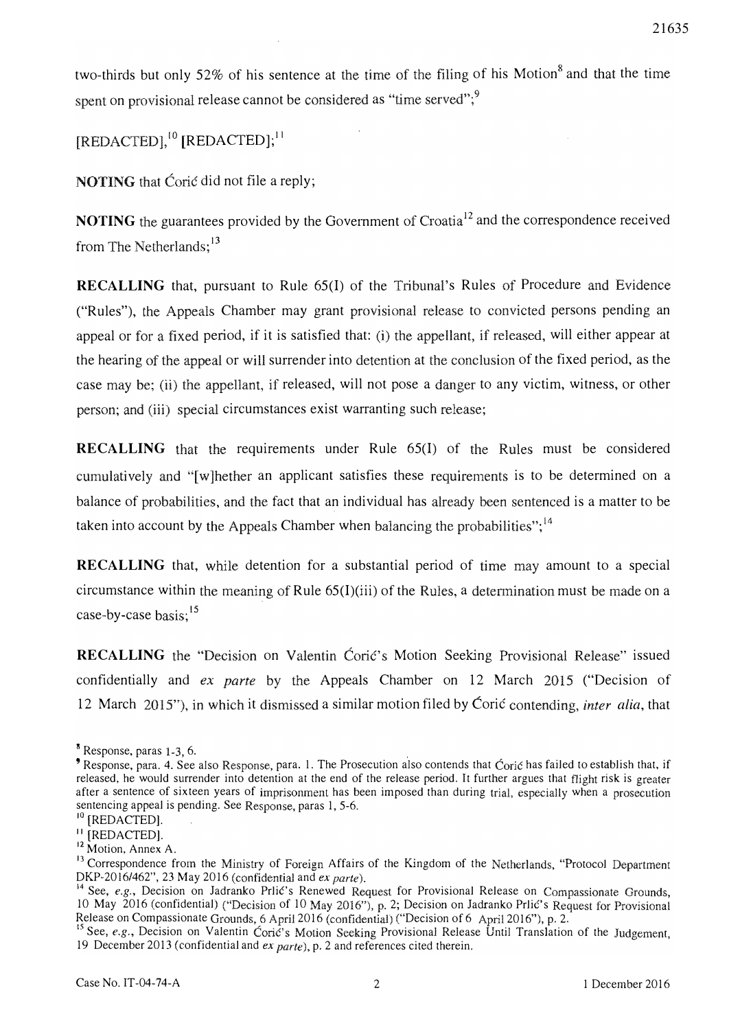two-thirds but only 52% of his sentence at the time of the filing of his Motion[8] and that the time spent on provisional release cannot be considered as "time served";[9]

[REDACTED],[10] [REDACTED];[11]

**NOTING** that Ćorić did not file a reply;

**NOTING** the guarantees provided by the Government of Croatia[12] and the correspondence received from The Netherlands;[13]

**RECALLING** that, pursuant to Rule 65(I) of the Tribunal's Rules of Procedure and Evidence ("Rules"), the Appeals Chamber may grant provisional release to convicted persons pending an appeal or for a fixed period, if it is satisfied that: (i) the appellant, if released, will either appear at the hearing of the appeal or will surrender into detention at the conclusion of the fixed period, as the case may be; (ii) the appellant, if released, will not pose a danger to any victim, witness, or other person; and (iii) special circumstances exist warranting such release;

**RECALLING** that the requirements under Rule 65(I) of the Rules must be considered cumulatively and "[w]hether an applicant satisfies these requirements is to be determined on a balance of probabilities, and the fact that an individual has already been sentenced is a matter to be taken into account by the Appeals Chamber when balancing the probabilities";[14]

**RECALLING** that, while detention for a substantial period of time may amount to a special circumstance within the meaning of Rule 65(I)(iii) of the Rules, a determination must be made on a case-by-case basis;[15]

**RECALLING** the "Decision on Valentin Ćorić's Motion Seeking Provisional Release" issued confidentially and *ex parte* by the Appeals Chamber on 12 March 2015 ("Decision of 12 March 2015"), in which it dismissed a similar motion filed by Ćorić contending, *inter alia*, that

[8] Response, paras 1-3, 6.

[9] Response, para. 4. See also Response, para. 1. The Prosecution also contends that Ćorić has failed to establish that, if released, he would surrender into detention at the end of the release period. It further argues that flight risk is greater after a sentence of sixteen years of imprisonment has been imposed than during trial, especially when a prosecution sentencing appeal is pending. See Response, paras 1, 5-6.

[10] [REDACTED].

[11] [REDACTED].

[12] Motion, Annex A.

[13] Correspondence from the Ministry of Foreign Affairs of the Kingdom of the Netherlands, "Protocol Department DKP-2016/462", 23 May 2016 (confidential and *ex parte*).

[14] See, *e.g.*, Decision on Jadranko Prlić's Renewed Request for Provisional Release on Compassionate Grounds, 10 May 2016 (confidential) ("Decision of 10 May 2016"), p. 2; Decision on Jadranko Prlić's Request for Provisional Release on Compassionate Grounds, 6 April 2016 (confidential) ("Decision of 6 April 2016"), p. 2.

[15] See, *e.g.*, Decision on Valentin Ćorić's Motion Seeking Provisional Release Until Translation of the Judgement, 19 December 2013 (confidential and *ex parte*), p. 2 and references cited therein.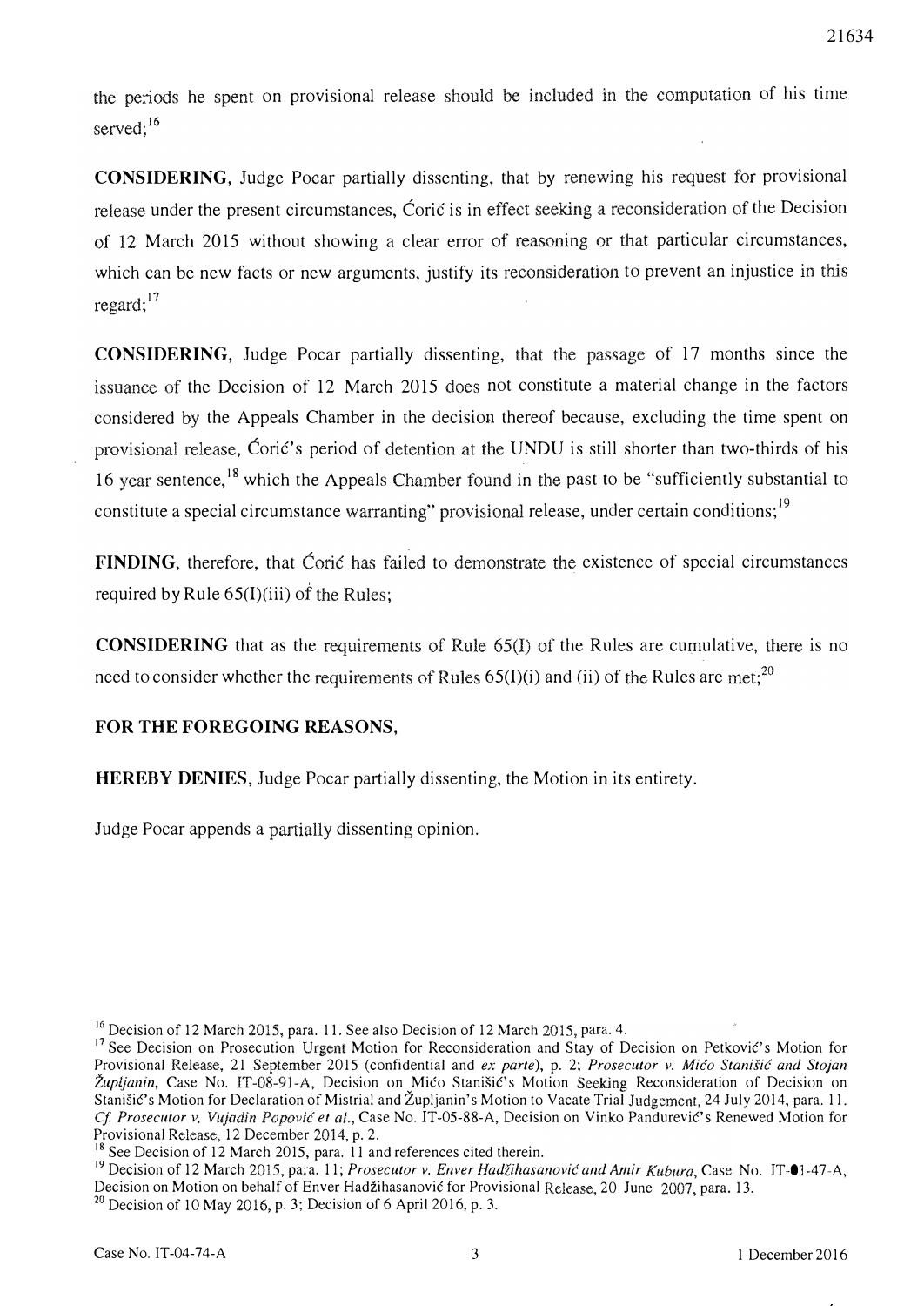the periods he spent on provisional release should be included in the computation of his time served;[16]

**CONSIDERING**, Judge Pocar partially dissenting, that by renewing his request for provisional release under the present circumstances, Ćorić is in effect seeking a reconsideration of the Decision of 12 March 2015 without showing a clear error of reasoning or that particular circumstances, which can be new facts or new arguments, justify its reconsideration to prevent an injustice in this regard;[17]

**CONSIDERING**, Judge Pocar partially dissenting, that the passage of 17 months since the issuance of the Decision of 12 March 2015 does not constitute a material change in the factors considered by the Appeals Chamber in the decision thereof because, excluding the time spent on provisional release, Ćorić's period of detention at the UNDU is still shorter than two-thirds of his 16 year sentence,[18] which the Appeals Chamber found in the past to be "sufficiently substantial to constitute a special circumstance warranting" provisional release, under certain conditions;[19]

**FINDING**, therefore, that Ćorić has failed to demonstrate the existence of special circumstances required by Rule 65(I)(iii) of the Rules;

**CONSIDERING** that as the requirements of Rule 65(I) of the Rules are cumulative, there is no need to consider whether the requirements of Rules 65(I)(i) and (ii) of the Rules are met;[20]

**FOR THE FOREGOING REASONS,**

**HEREBY DENIES**, Judge Pocar partially dissenting, the Motion in its entirety.

Judge Pocar appends a partially dissenting opinion.

---

[16] Decision of 12 March 2015, para. 11. See also Decision of 12 March 2015, para. 4.

[17] See Decision on Prosecution Urgent Motion for Reconsideration and Stay of Decision on Petković's Motion for Provisional Release, 21 September 2015 (confidential and *ex parte*), p. 2; *Prosecutor v. Mićo Stanišić and Stojan Župljanin*, Case No. IT-08-91-A, Decision on Mićo Stanišić's Motion Seeking Reconsideration of Decision on Stanišić's Motion for Declaration of Mistrial and Župljanin's Motion to Vacate Trial Judgement, 24 July 2014, para. 11. *Cf. Prosecutor v. Vujadin Popović et al.*, Case No. IT-05-88-A, Decision on Vinko Pandurević's Renewed Motion for Provisional Release, 12 December 2014, p. 2.

[18] See Decision of 12 March 2015, para. 11 and references cited therein.

[19] Decision of 12 March 2015, para. 11; *Prosecutor v. Enver Hadžihasanović and Amir Kubura*, Case No. IT-01-47-A, Decision on Motion on behalf of Enver Hadžihasanović for Provisional Release, 20 June 2007, para. 13.

[20] Decision of 10 May 2016, p. 3; Decision of 6 April 2016, p. 3.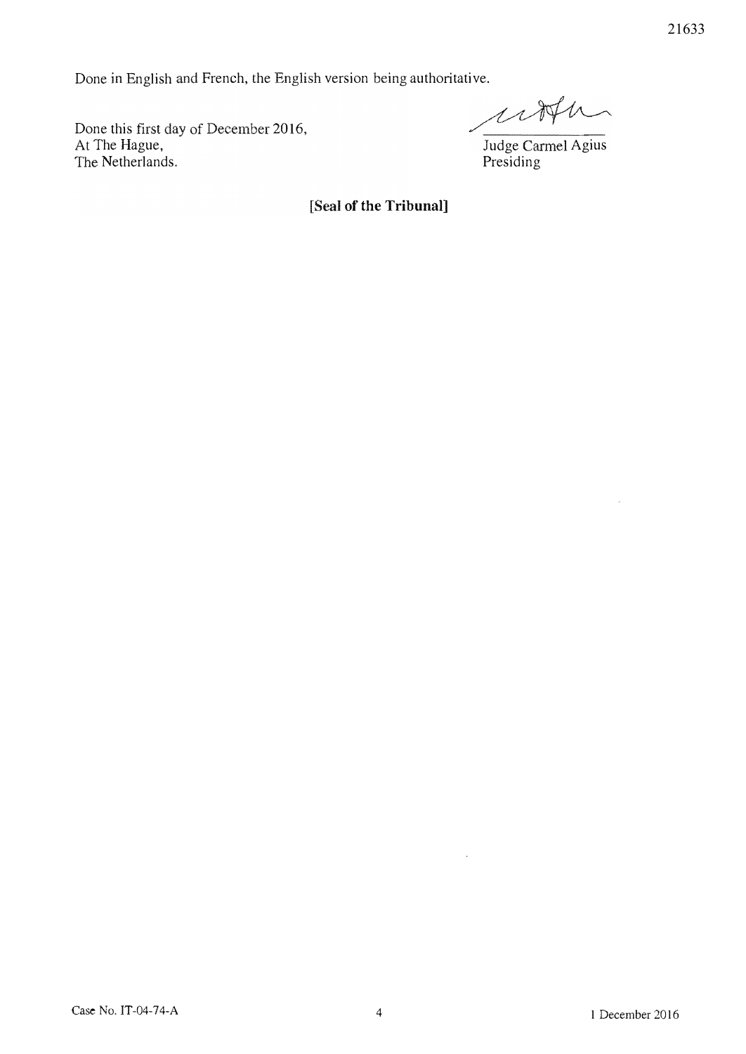Done in English and French, the English version being authoritative.

Done this first day of December 2016,
At The Hague,
The Netherlands.

Judge Carmel Agius
Presiding

**[Seal of the Tribunal]**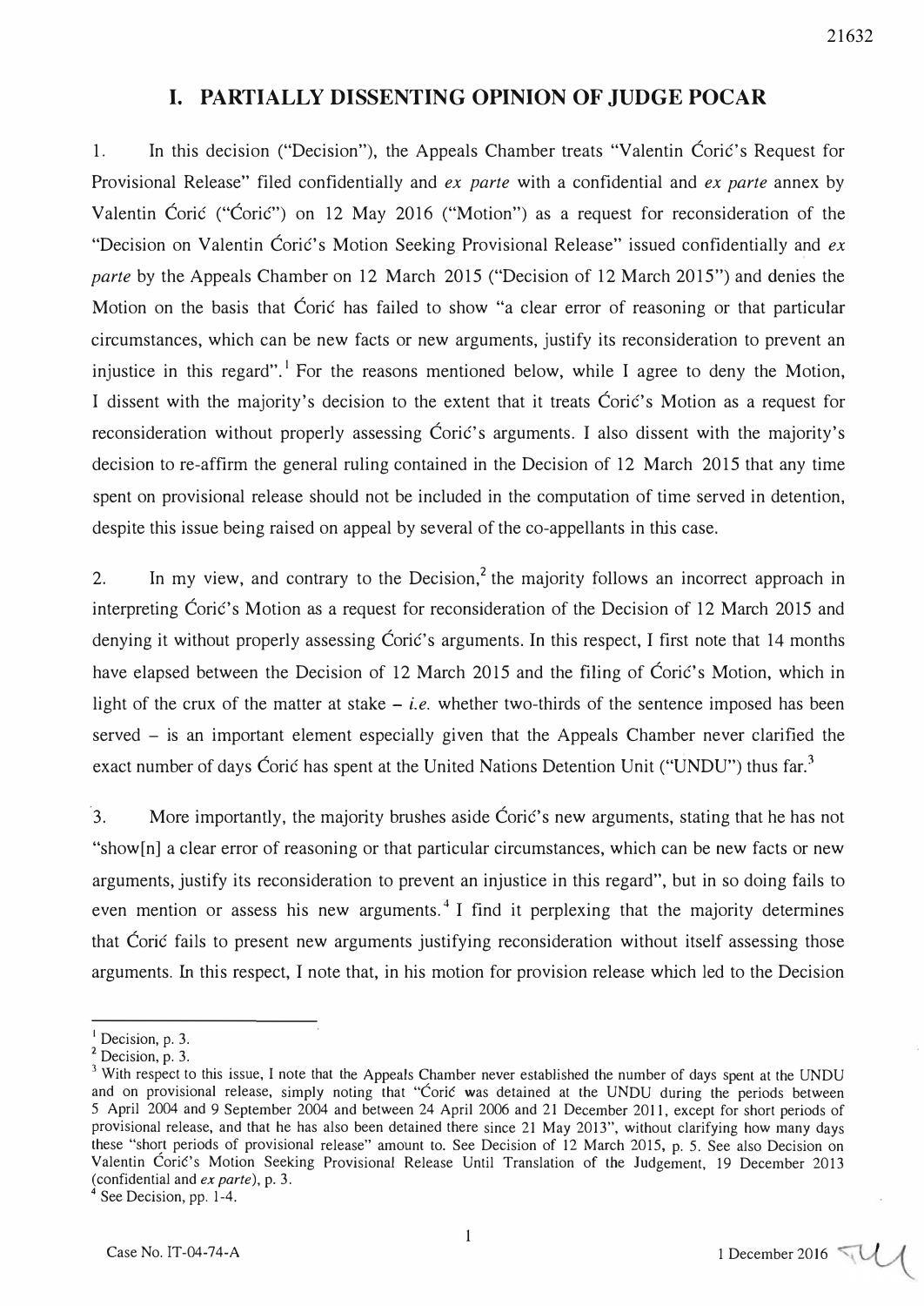# I. PARTIALLY DISSENTING OPINION OF JUDGE POCAR

1. In this decision ("Decision"), the Appeals Chamber treats "Valentin Ćorić's Request for Provisional Release" filed confidentially and *ex parte* with a confidential and *ex parte* annex by Valentin Ćorić ("Ćorić") on 12 May 2016 ("Motion") as a request for reconsideration of the "Decision on Valentin Ćorić's Motion Seeking Provisional Release" issued confidentially and *ex parte* by the Appeals Chamber on 12 March 2015 ("Decision of 12 March 2015") and denies the Motion on the basis that Ćorić has failed to show "a clear error of reasoning or that particular circumstances, which can be new facts or new arguments, justify its reconsideration to prevent an injustice in this regard".[1] For the reasons mentioned below, while I agree to deny the Motion, I dissent with the majority's decision to the extent that it treats Ćorić's Motion as a request for reconsideration without properly assessing Ćorić's arguments. I also dissent with the majority's decision to re-affirm the general ruling contained in the Decision of 12 March 2015 that any time spent on provisional release should not be included in the computation of time served in detention, despite this issue being raised on appeal by several of the co-appellants in this case.

2. In my view, and contrary to the Decision,[2] the majority follows an incorrect approach in interpreting Ćorić's Motion as a request for reconsideration of the Decision of 12 March 2015 and denying it without properly assessing Ćorić's arguments. In this respect, I first note that 14 months have elapsed between the Decision of 12 March 2015 and the filing of Ćorić's Motion, which in light of the crux of the matter at stake – *i.e.* whether two-thirds of the sentence imposed has been served – is an important element especially given that the Appeals Chamber never clarified the exact number of days Ćorić has spent at the United Nations Detention Unit ("UNDU") thus far.[3]

3. More importantly, the majority brushes aside Ćorić's new arguments, stating that he has not "show[n] a clear error of reasoning or that particular circumstances, which can be new facts or new arguments, justify its reconsideration to prevent an injustice in this regard", but in so doing fails to even mention or assess his new arguments.[4] I find it perplexing that the majority determines that Ćorić fails to present new arguments justifying reconsideration without itself assessing those arguments. In this respect, I note that, in his motion for provision release which led to the Decision

---

[1] Decision, p. 3.

[2] Decision, p. 3.

[3] With respect to this issue, I note that the Appeals Chamber never established the number of days spent at the UNDU and on provisional release, simply noting that "Ćorić was detained at the UNDU during the periods between 5 April 2004 and 9 September 2004 and between 24 April 2006 and 21 December 2011, except for short periods of provisional release, and that he has also been detained there since 21 May 2013", without clarifying how many days these "short periods of provisional release" amount to. See Decision of 12 March 2015, p. 5. See also Decision on Valentin Ćorić's Motion Seeking Provisional Release Until Translation of the Judgement, 19 December 2013 (confidential and *ex parte*), p. 3.

[4] See Decision, pp. 1-4.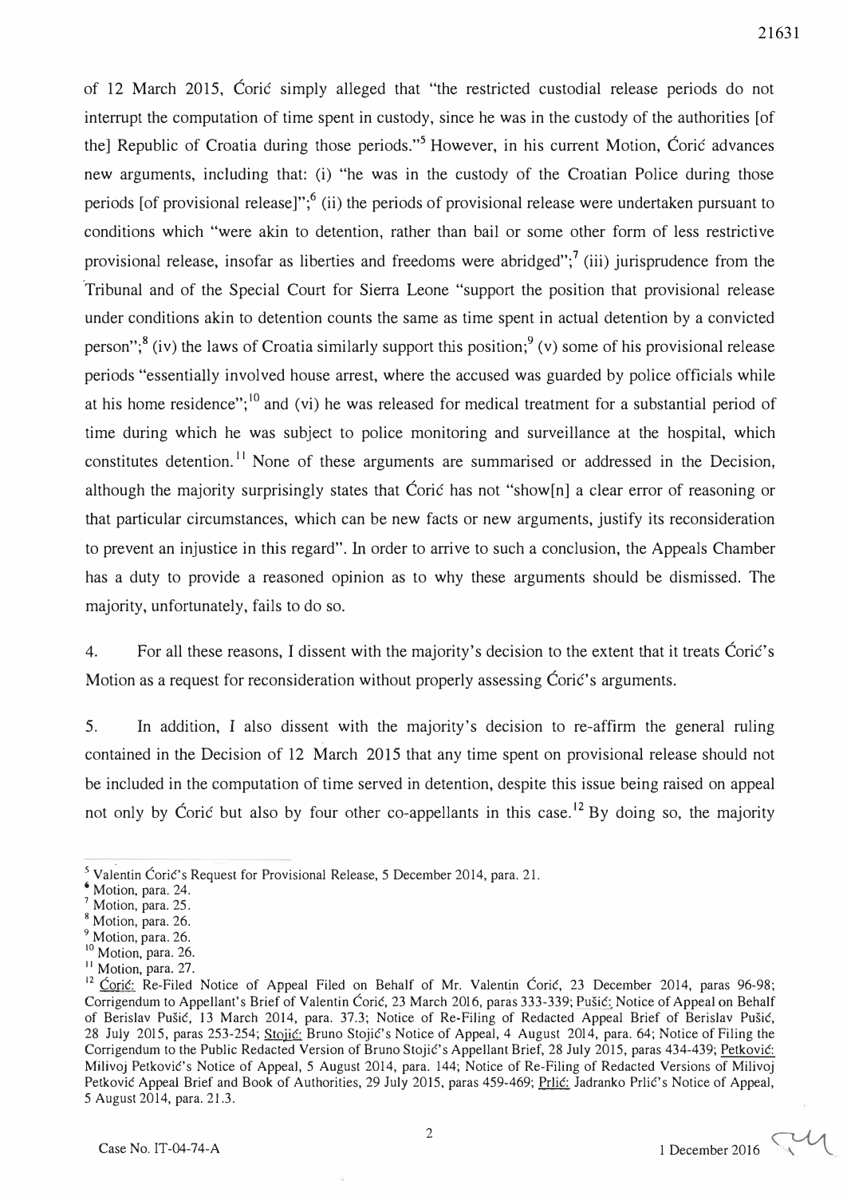of 12 March 2015, Ćorić simply alleged that "the restricted custodial release periods do not interrupt the computation of time spent in custody, since he was in the custody of the authorities [of the] Republic of Croatia during those periods."[5] However, in his current Motion, Ćorić advances new arguments, including that: (i) "he was in the custody of the Croatian Police during those periods [of provisional release]";[6] (ii) the periods of provisional release were undertaken pursuant to conditions which "were akin to detention, rather than bail or some other form of less restrictive provisional release, insofar as liberties and freedoms were abridged";[7] (iii) jurisprudence from the Tribunal and of the Special Court for Sierra Leone "support the position that provisional release under conditions akin to detention counts the same as time spent in actual detention by a convicted person";[8] (iv) the laws of Croatia similarly support this position;[9] (v) some of his provisional release periods "essentially involved house arrest, where the accused was guarded by police officials while at his home residence";[10] and (vi) he was released for medical treatment for a substantial period of time during which he was subject to police monitoring and surveillance at the hospital, which constitutes detention.[11] None of these arguments are summarised or addressed in the Decision, although the majority surprisingly states that Ćorić has not "show[n] a clear error of reasoning or that particular circumstances, which can be new facts or new arguments, justify its reconsideration to prevent an injustice in this regard". In order to arrive to such a conclusion, the Appeals Chamber has a duty to provide a reasoned opinion as to why these arguments should be dismissed. The majority, unfortunately, fails to do so.

4. For all these reasons, I dissent with the majority's decision to the extent that it treats Ćorić's Motion as a request for reconsideration without properly assessing Ćorić's arguments.

5. In addition, I also dissent with the majority's decision to re-affirm the general ruling contained in the Decision of 12 March 2015 that any time spent on provisional release should not be included in the computation of time served in detention, despite this issue being raised on appeal not only by Ćorić but also by four other co-appellants in this case.[12] By doing so, the majority

---

[5] Valentin Ćorić's Request for Provisional Release, 5 December 2014, para. 21.

[6] Motion, para. 24.

[7] Motion, para. 25.

[8] Motion, para. 26.

[9] Motion, para. 26.

[10] Motion, para. 26.

[11] Motion, para. 27.

[12] Ćorić: Re-Filed Notice of Appeal Filed on Behalf of Mr. Valentin Ćorić, 23 December 2014, paras 96-98; Corrigendum to Appellant's Brief of Valentin Ćorić, 23 March 2016, paras 333-339; Pušić: Notice of Appeal on Behalf of Berislav Pušić, 13 March 2014, para. 37.3; Notice of Re-Filing of Redacted Appeal Brief of Berislav Pušić, 28 July 2015, paras 253-254; Stojić: Bruno Stojić's Notice of Appeal, 4 August 2014, para. 64; Notice of Filing the Corrigendum to the Public Redacted Version of Bruno Stojić's Appellant Brief, 28 July 2015, paras 434-439; Petković: Milivoj Petković's Notice of Appeal, 5 August 2014, para. 144; Notice of Re-Filing of Redacted Versions of Milivoj Petković Appeal Brief and Book of Authorities, 29 July 2015, paras 459-469; Prlić: Jadranko Prlić's Notice of Appeal, 5 August 2014, para. 21.3.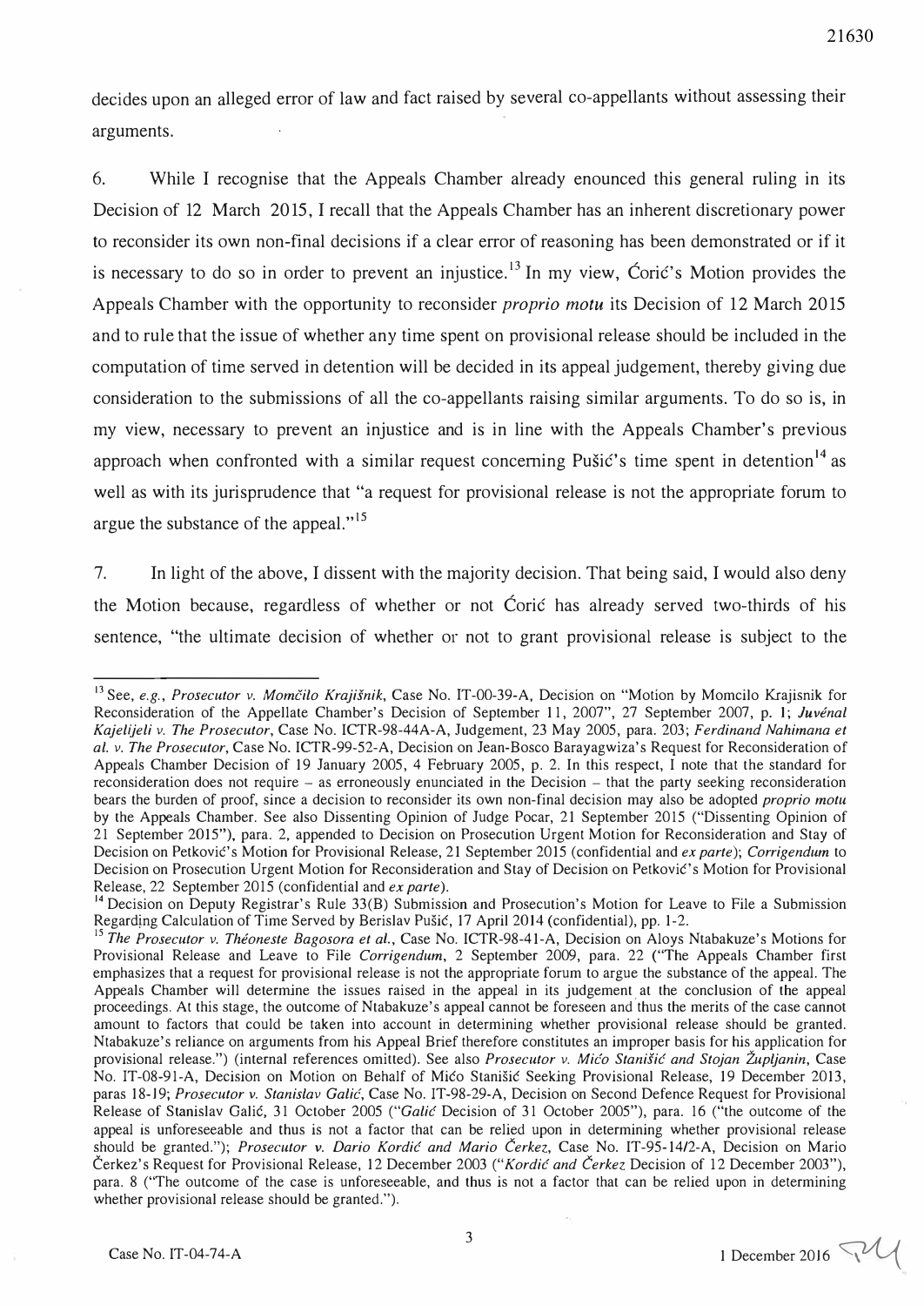decides upon an alleged error of law and fact raised by several co-appellants without assessing their arguments.

6. While I recognise that the Appeals Chamber already enounced this general ruling in its Decision of 12 March 2015, I recall that the Appeals Chamber has an inherent discretionary power to reconsider its own non-final decisions if a clear error of reasoning has been demonstrated or if it is necessary to do so in order to prevent an injustice.[13] In my view, Ćorić's Motion provides the Appeals Chamber with the opportunity to reconsider *proprio motu* its Decision of 12 March 2015 and to rule that the issue of whether any time spent on provisional release should be included in the computation of time served in detention will be decided in its appeal judgement, thereby giving due consideration to the submissions of all the co-appellants raising similar arguments. To do so is, in my view, necessary to prevent an injustice and is in line with the Appeals Chamber's previous approach when confronted with a similar request concerning Pušić's time spent in detention[14] as well as with its jurisprudence that "a request for provisional release is not the appropriate forum to argue the substance of the appeal."[15]

7. In light of the above, I dissent with the majority decision. That being said, I would also deny the Motion because, regardless of whether or not Ćorić has already served two-thirds of his sentence, "the ultimate decision of whether or not to grant provisional release is subject to the

---

[13] See, *e.g.*, *Prosecutor v. Momčilo Krajišnik*, Case No. IT-00-39-A, Decision on "Motion by Momcilo Krajisnik for Reconsideration of the Appellate Chamber's Decision of September 11, 2007", 27 September 2007, p. 1; *Juvénal Kajelijeli v. The Prosecutor*, Case No. ICTR-98-44A-A, Judgement, 23 May 2005, para. 203; *Ferdinand Nahimana et al. v. The Prosecutor*, Case No. ICTR-99-52-A, Decision on Jean-Bosco Barayagwiza's Request for Reconsideration of Appeals Chamber Decision of 19 January 2005, 4 February 2005, p. 2. In this respect, I note that the standard for reconsideration does not require – as erroneously enunciated in the Decision – that the party seeking reconsideration bears the burden of proof, since a decision to reconsider its own non-final decision may also be adopted *proprio motu* by the Appeals Chamber. See also Dissenting Opinion of Judge Pocar, 21 September 2015 ("Dissenting Opinion of 21 September 2015"), para. 2, appended to Decision on Prosecution Urgent Motion for Reconsideration and Stay of Decision on Petković's Motion for Provisional Release, 21 September 2015 (confidential and *ex parte*); *Corrigendum* to Decision on Prosecution Urgent Motion for Reconsideration and Stay of Decision on Petković's Motion for Provisional Release, 22 September 2015 (confidential and *ex parte*).

[14] Decision on Deputy Registrar's Rule 33(B) Submission and Prosecution's Motion for Leave to File a Submission Regarding Calculation of Time Served by Berislav Pušić, 17 April 2014 (confidential), pp. 1-2.

[15] *The Prosecutor v. Théoneste Bagosora et al.*, Case No. ICTR-98-41-A, Decision on Aloys Ntabakuze's Motions for Provisional Release and Leave to File *Corrigendum*, 2 September 2009, para. 22 ("The Appeals Chamber first emphasizes that a request for provisional release is not the appropriate forum to argue the substance of the appeal. The Appeals Chamber will determine the issues raised in the appeal in its judgement at the conclusion of the appeal proceedings. At this stage, the outcome of Ntabakuze's appeal cannot be foreseen and thus the merits of the case cannot amount to factors that could be taken into account in determining whether provisional release should be granted. Ntabakuze's reliance on arguments from his Appeal Brief therefore constitutes an improper basis for his application for provisional release.") (internal references omitted). See also *Prosecutor v. Mićo Stanišić and Stojan Župljanin*, Case No. IT-08-91-A, Decision on Motion on Behalf of Mićo Stanišić Seeking Provisional Release, 19 December 2013, paras 18-19; *Prosecutor v. Stanislav Galić*, Case No. IT-98-29-A, Decision on Second Defence Request for Provisional Release of Stanislav Galić, 31 October 2005 ("*Galić* Decision of 31 October 2005"), para. 16 ("the outcome of the appeal is unforeseeable and thus is not a factor that can be relied upon in determining whether provisional release should be granted."); *Prosecutor v. Dario Kordić and Mario Čerkez*, Case No. IT-95-14/2-A, Decision on Mario Čerkez's Request for Provisional Release, 12 December 2003 ("*Kordić and Čerkez* Decision of 12 December 2003"), para. 8 ("The outcome of the case is unforeseeable, and thus is not a factor that can be relied upon in determining whether provisional release should be granted.").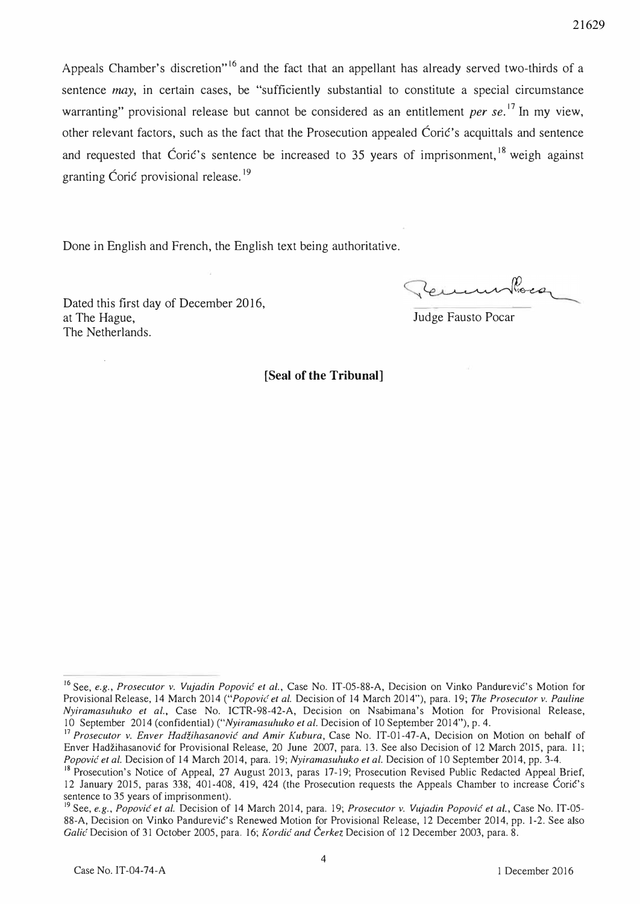Appeals Chamber's discretion"[16] and the fact that an appellant has already served two-thirds of a sentence *may*, in certain cases, be "sufficiently substantial to constitute a special circumstance warranting" provisional release but cannot be considered as an entitlement *per se*.[17] In my view, other relevant factors, such as the fact that the Prosecution appealed Ćorić's acquittals and sentence and requested that Ćorić's sentence be increased to 35 years of imprisonment,[18] weigh against granting Ćorić provisional release.[19]

Done in English and French, the English text being authoritative.

Dated this first day of December 2016,
at The Hague,
The Netherlands.

Judge Fausto Pocar

**[Seal of the Tribunal]**

---

[16] See, *e.g.*, *Prosecutor v. Vujadin Popović et al.*, Case No. IT-05-88-A, Decision on Vinko Pandurević's Motion for Provisional Release, 14 March 2014 ("*Popović et al.* Decision of 14 March 2014"), para. 19; *The Prosecutor v. Pauline Nyiramasuhuko et al.*, Case No. ICTR-98-42-A, Decision on Nsabimana's Motion for Provisional Release, 10 September 2014 (confidential) ("*Nyiramasuhuko et al.* Decision of 10 September 2014"), p. 4.

[17] *Prosecutor v. Enver Hadžihasanović and Amir Kubura*, Case No. IT-01-47-A, Decision on Motion on behalf of Enver Hadžihasanović for Provisional Release, 20 June 2007, para. 13. See also Decision of 12 March 2015, para. 11; *Popović et al.* Decision of 14 March 2014, para. 19; *Nyiramasuhuko et al.* Decision of 10 September 2014, pp. 3-4.

[18] Prosecution's Notice of Appeal, 27 August 2013, paras 17-19; Prosecution Revised Public Redacted Appeal Brief, 12 January 2015, paras 338, 401-408, 419, 424 (the Prosecution requests the Appeals Chamber to increase Ćorić's sentence to 35 years of imprisonment).

[19] See, *e.g.*, *Popović et al.* Decision of 14 March 2014, para. 19; *Prosecutor v. Vujadin Popović et al.*, Case No. IT-05-88-A, Decision on Vinko Pandurević's Renewed Motion for Provisional Release, 12 December 2014, pp. 1-2. See also *Galić* Decision of 31 October 2005, para. 16; *Kordić and Čerkez* Decision of 12 December 2003, para. 8.